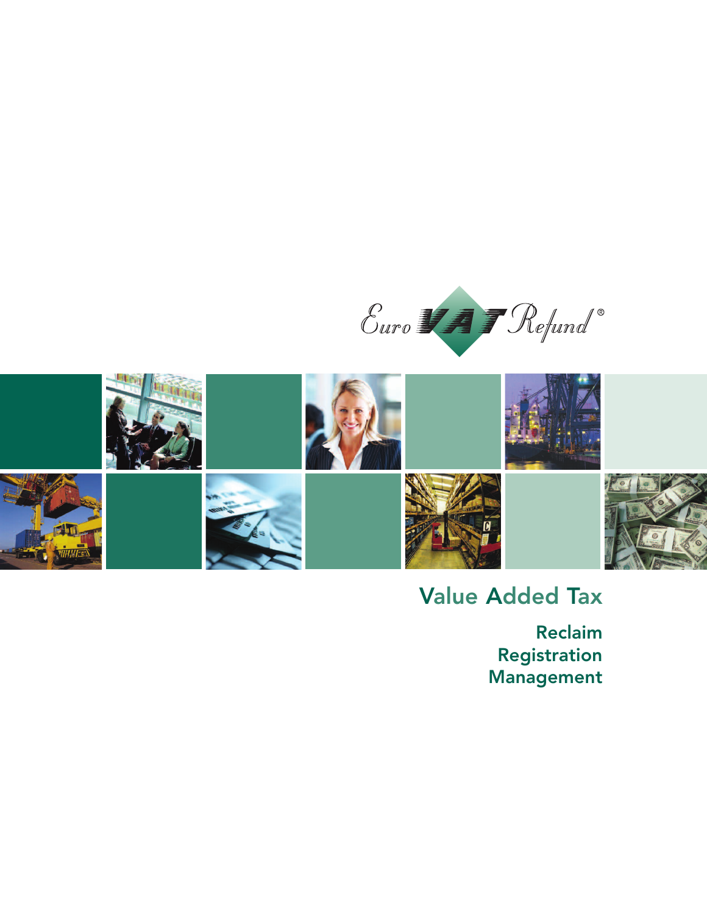Euro VAT Refund®

# Value Added Tax

## Reclaim
## Registration
## Management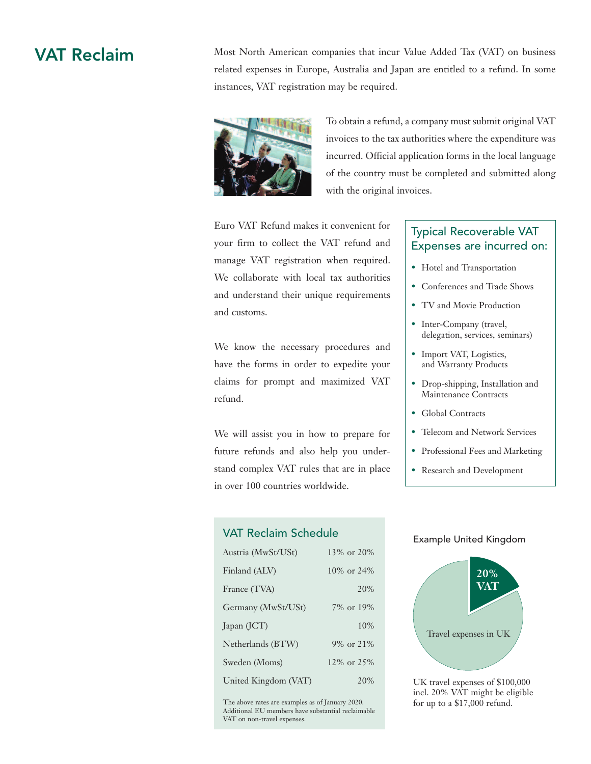# VAT Reclaim

Most North American companies that incur Value Added Tax (VAT) on business related expenses in Europe, Australia and Japan are entitled to a refund. In some instances, VAT registration may be required.

To obtain a refund, a company must submit original VAT invoices to the tax authorities where the expenditure was incurred. Official application forms in the local language of the country must be completed and submitted along with the original invoices.

Euro VAT Refund makes it convenient for your firm to collect the VAT refund and manage VAT registration when required. We collaborate with local tax authorities and understand their unique requirements and customs.

We know the necessary procedures and have the forms in order to expedite your claims for prompt and maximized VAT refund.

We will assist you in how to prepare for future refunds and also help you understand complex VAT rules that are in place in over 100 countries worldwide.

## Typical Recoverable VAT Expenses are incurred on:

- Hotel and Transportation
- Conferences and Trade Shows
- TV and Movie Production
- Inter-Company (travel, delegation, services, seminars)
- Import VAT, Logistics, and Warranty Products
- Drop-shipping, Installation and Maintenance Contracts
- Global Contracts
- Telecom and Network Services
- Professional Fees and Marketing
- Research and Development

## VAT Reclaim Schedule

| Country | Rate |
|---|---|
| Austria (MwSt/USt) | 13% or 20% |
| Finland (ALV) | 10% or 24% |
| France (TVA) | 20% |
| Germany (MwSt/USt) | 7% or 19% |
| Japan (JCT) | 10% |
| Netherlands (BTW) | 9% or 21% |
| Sweden (Moms) | 12% or 25% |
| United Kingdom (VAT) | 20% |

The above rates are examples as of January 2020. Additional EU members have substantial reclaimable VAT on non-travel expenses.

### Example United Kingdom

20% VAT

Travel expenses in UK

UK travel expenses of $100,000 incl. 20% VAT might be eligible for up to a $17,000 refund.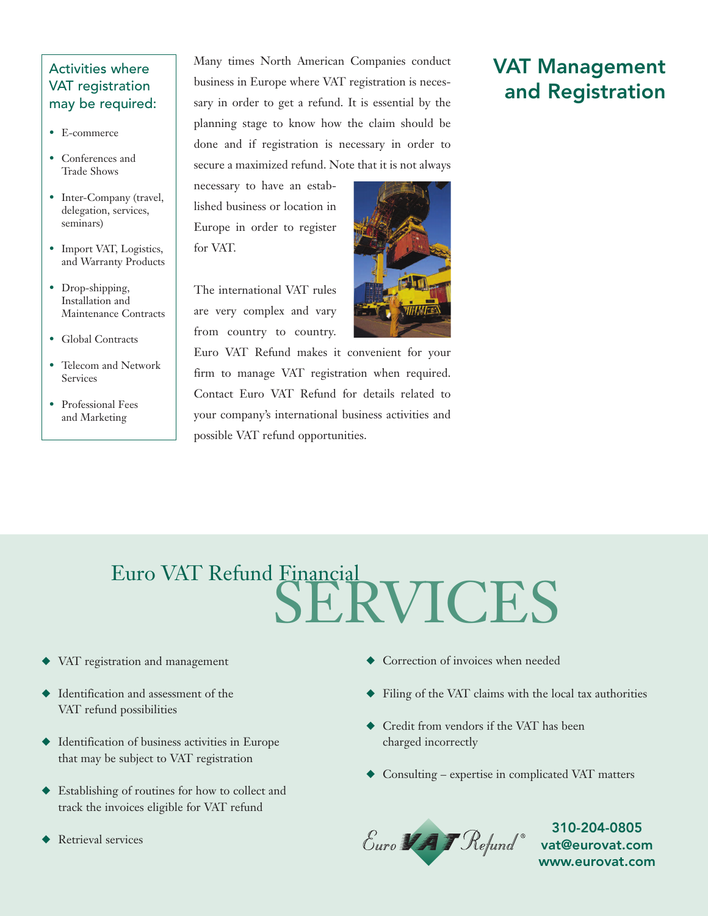# VAT Management and Registration

### Activities where VAT registration may be required:

- E-commerce
- Conferences and Trade Shows
- Inter-Company (travel, delegation, services, seminars)
- Import VAT, Logistics, and Warranty Products
- Drop-shipping, Installation and Maintenance Contracts
- Global Contracts
- Telecom and Network Services
- Professional Fees and Marketing

Many times North American Companies conduct business in Europe where VAT registration is necessary in order to get a refund. It is essential by the planning stage to know how the claim should be done and if registration is necessary in order to secure a maximized refund. Note that it is not always necessary to have an established business or location in Europe in order to register for VAT.

The international VAT rules are very complex and vary from country to country. Euro VAT Refund makes it convenient for your firm to manage VAT registration when required. Contact Euro VAT Refund for details related to your company's international business activities and possible VAT refund opportunities.

## Euro VAT Refund Financial SERVICES

- VAT registration and management
- Identification and assessment of the VAT refund possibilities
- Identification of business activities in Europe that may be subject to VAT registration
- Establishing of routines for how to collect and track the invoices eligible for VAT refund
- Retrieval services
- Correction of invoices when needed
- Filing of the VAT claims with the local tax authorities
- Credit from vendors if the VAT has been charged incorrectly
- Consulting – expertise in complicated VAT matters

Euro VAT Refund®

**310-204-0805**
**vat@eurovat.com**
**www.eurovat.com**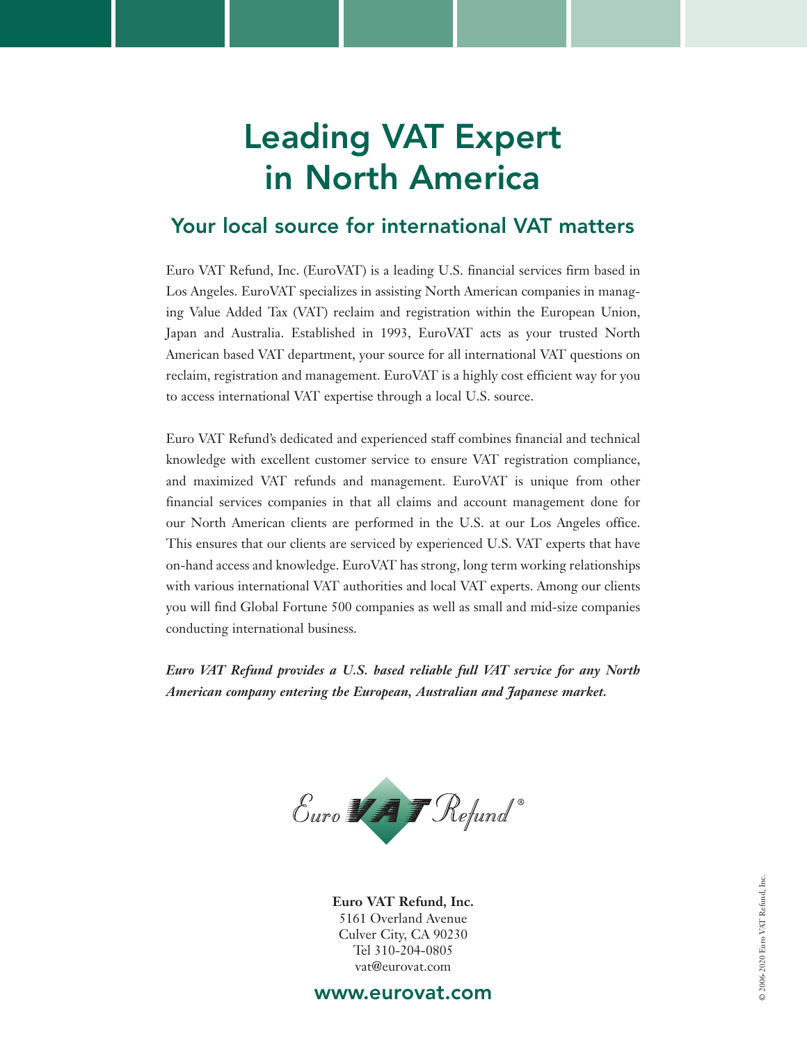# Leading VAT Expert in North America

## Your local source for international VAT matters

Euro VAT Refund, Inc. (EuroVAT) is a leading U.S. financial services firm based in Los Angeles. EuroVAT specializes in assisting North American companies in managing Value Added Tax (VAT) reclaim and registration within the European Union, Japan and Australia. Established in 1993, EuroVAT acts as your trusted North American based VAT department, your source for all international VAT questions on reclaim, registration and management. EuroVAT is a highly cost efficient way for you to access international VAT expertise through a local U.S. source.

Euro VAT Refund's dedicated and experienced staff combines financial and technical knowledge with excellent customer service to ensure VAT registration compliance, and maximized VAT refunds and management. EuroVAT is unique from other financial services companies in that all claims and account management done for our North American clients are performed in the U.S. at our Los Angeles office. This ensures that our clients are serviced by experienced U.S. VAT experts that have on-hand access and knowledge. EuroVAT has strong, long term working relationships with various international VAT authorities and local VAT experts. Among our clients you will find Global Fortune 500 companies as well as small and mid-size companies conducting international business.

***Euro VAT Refund provides a U.S. based reliable full VAT service for any North American company entering the European, Australian and Japanese market.***

Euro VAT Refund®

**Euro VAT Refund, Inc.**
5161 Overland Avenue
Culver City, CA 90230
Tel 310-204-0805
vat@eurovat.com

## www.eurovat.com

© 2006-2020 Euro VAT Refund, Inc.